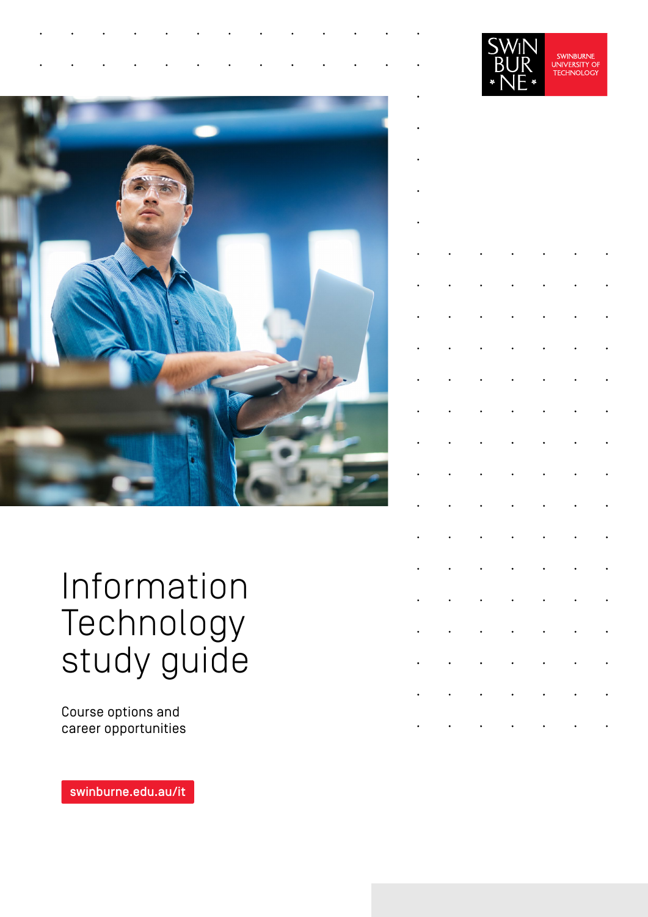SWINBURNE UNIVERSITY OF TECHNOLOGY

# Information Technology study guide

Course options and career opportunities

swinburne.edu.au/it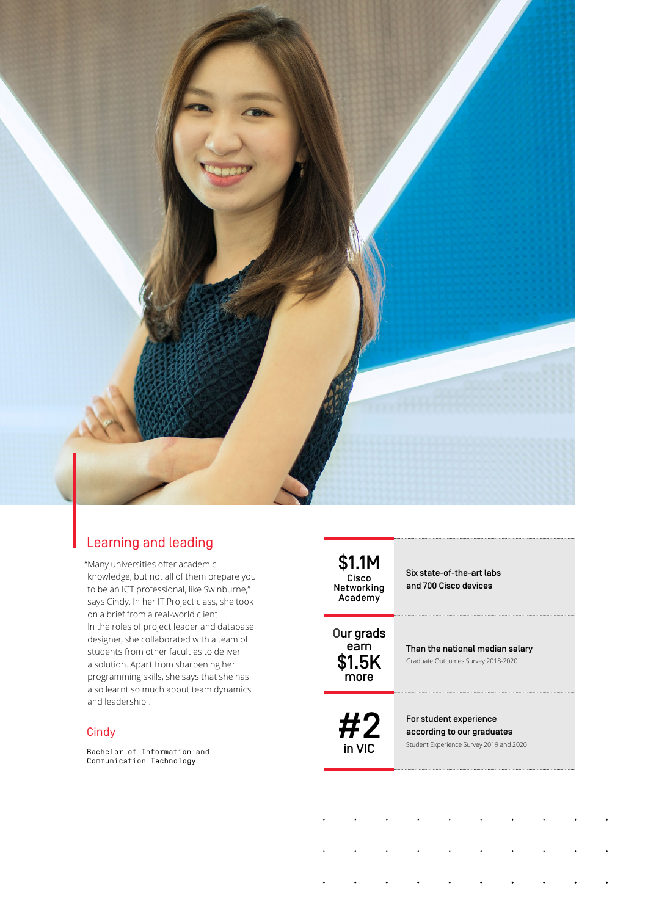## Learning and leading

"Many universities offer academic knowledge, but not all of them prepare you to be an ICT professional, like Swinburne," says Cindy. In her IT Project class, she took on a brief from a real-world client. In the roles of project leader and database designer, she collaborated with a team of students from other faculties to deliver a solution. Apart from sharpening her programming skills, she says that she has also learnt so much about team dynamics and leadership".

### Cindy

Bachelor of Information and Communication Technology

| | |
|---|---|
| **$1.1M** Cisco Networking Academy | **Six state-of-the-art labs and 700 Cisco devices** |
| Our grads earn **$1.5K** more | **Than the national median salary** Graduate Outcomes Survey 2018-2020 |
| **#2** in VIC | **For student experience according to our graduates** Student Experience Survey 2019 and 2020 |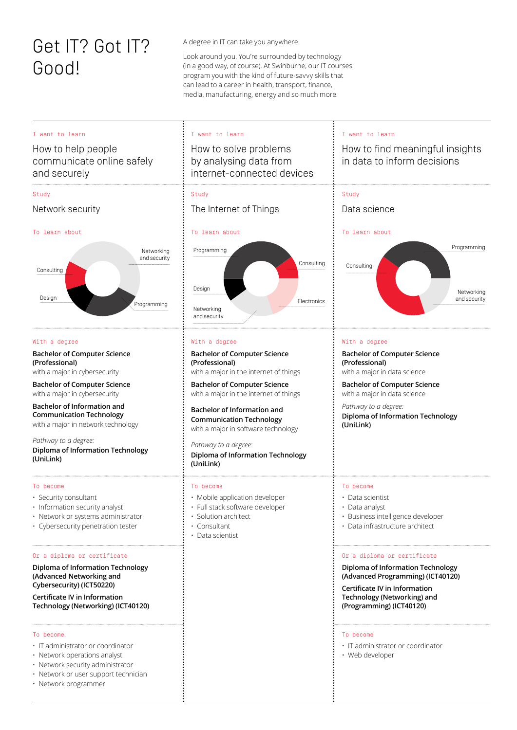# Get IT? Got IT? Good!

A degree in IT can take you anywhere.

Look around you. You're surrounded by technology (in a good way, of course). At Swinburne, our IT courses program you with the kind of future-savvy skills that can lead to a career in health, transport, finance, media, manufacturing, energy and so much more.

---

I want to learn

## How to help people communicate online safely and securely

Study

### Network security

To learn about

Networking and security, Consulting, Design, Programming

With a degree

**Bachelor of Computer Science (Professional)**
with a major in cybersecurity

**Bachelor of Computer Science**
with a major in cybersecurity

**Bachelor of Information and Communication Technology**
with a major in network technology

*Pathway to a degree:*
**Diploma of Information Technology (UniLink)**

To become

- Security consultant
- Information security analyst
- Network or systems administrator
- Cybersecurity penetration tester

Or a diploma or certificate

**Diploma of Information Technology (Advanced Networking and Cybersecurity) (ICT50220)**

**Certificate IV in Information Technology (Networking) (ICT40120)**

To become

- IT administrator or coordinator
- Network operations analyst
- Network security administrator
- Network or user support technician
- Network programmer

---

I want to learn

## How to solve problems by analysing data from internet-connected devices

Study

### The Internet of Things

To learn about

Programming, Consulting, Design, Electronics, Networking and security

With a degree

**Bachelor of Computer Science (Professional)**
with a major in the internet of things

**Bachelor of Computer Science**
with a major in the internet of things

**Bachelor of Information and Communication Technology**
with a major in software technology

*Pathway to a degree:*
**Diploma of Information Technology (UniLink)**

To become

- Mobile application developer
- Full stack software developer
- Solution architect
- Consultant
- Data scientist

---

I want to learn

## How to find meaningful insights in data to inform decisions

Study

### Data science

To learn about

Programming, Consulting, Networking and security

With a degree

**Bachelor of Computer Science (Professional)**
with a major in data science

**Bachelor of Computer Science**
with a major in data science

*Pathway to a degree:*
**Diploma of Information Technology (UniLink)**

To become

- Data scientist
- Data analyst
- Business intelligence developer
- Data infrastructure architect

Or a diploma or certificate

**Diploma of Information Technology (Advanced Programming) (ICT40120)**

**Certificate IV in Information Technology (Networking) and (Programming) (ICT40120)**

To become

- IT administrator or coordinator
- Web developer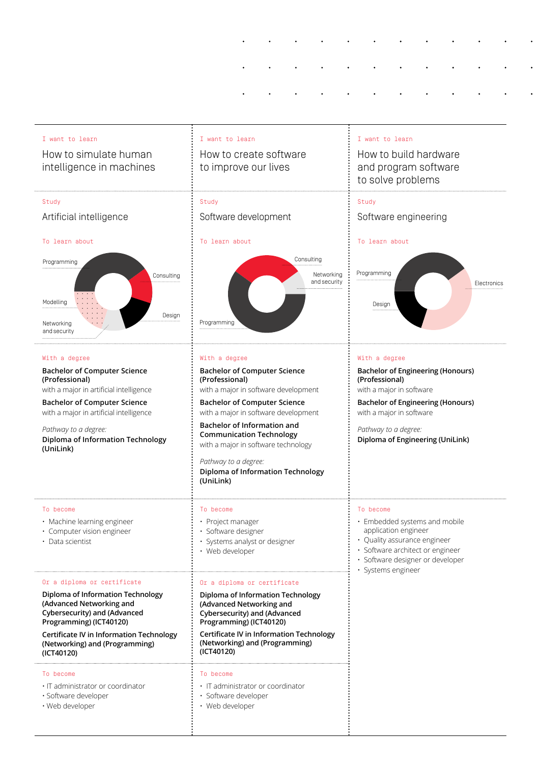## I want to learn

### How to simulate human intelligence in machines

Study

**Artificial intelligence**

To learn about

Programming, Consulting, Design, Networking and security, Modelling

With a degree

**Bachelor of Computer Science (Professional)**
with a major in artificial intelligence

**Bachelor of Computer Science**
with a major in artificial intelligence

*Pathway to a degree:*
**Diploma of Information Technology (UniLink)**

To become

- Machine learning engineer
- Computer vision engineer
- Data scientist

Or a diploma or certificate

**Diploma of Information Technology (Advanced Networking and Cybersecurity) and (Advanced Programming) (ICT40120)**

**Certificate IV in Information Technology (Networking) and (Programming) (ICT40120)**

To become

- IT administrator or coordinator
- Software developer
- Web developer

## I want to learn

### How to create software to improve our lives

Study

**Software development**

To learn about

Consulting, Networking and security, Programming

With a degree

**Bachelor of Computer Science (Professional)**
with a major in software development

**Bachelor of Computer Science**
with a major in software development

**Bachelor of Information and Communication Technology**
with a major in software technology

*Pathway to a degree:*
**Diploma of Information Technology (UniLink)**

To become

- Project manager
- Software designer
- Systems analyst or designer
- Web developer

Or a diploma or certificate

**Diploma of Information Technology (Advanced Networking and Cybersecurity) and (Advanced Programming) (ICT40120)**

**Certificate IV in Information Technology (Networking) and (Programming) (ICT40120)**

To become

- IT administrator or coordinator
- Software developer
- Web developer

## I want to learn

### How to build hardware and program software to solve problems

Study

**Software engineering**

To learn about

Programming, Electronics, Design

With a degree

**Bachelor of Engineering (Honours) (Professional)**
with a major in software

**Bachelor of Engineering (Honours)**
with a major in software

*Pathway to a degree:*
**Diploma of Engineering (UniLink)**

To become

- Embedded systems and mobile application engineer
- Quality assurance engineer
- Software architect or engineer
- Software designer or developer
- Systems engineer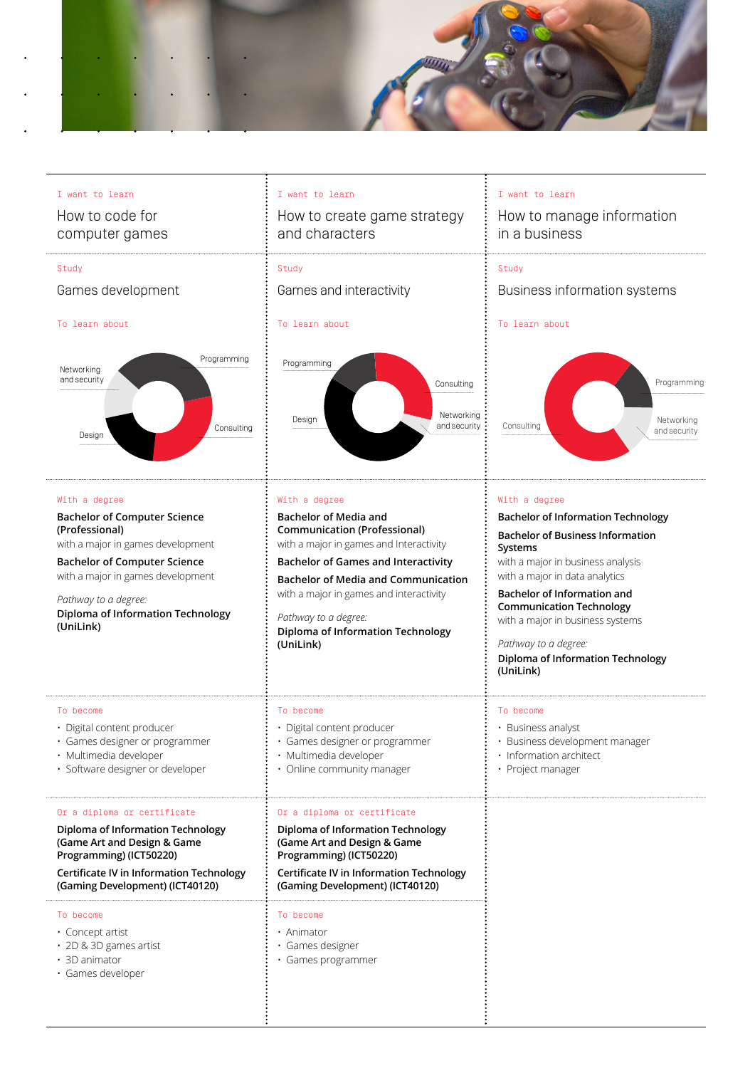I want to learn

## How to code for computer games

Study

### Games development

To learn about

Programming, Consulting, Design, Networking and security

With a degree

**Bachelor of Computer Science (Professional)**
with a major in games development

**Bachelor of Computer Science**
with a major in games development

*Pathway to a degree:*
**Diploma of Information Technology (UniLink)**

To become

- Digital content producer
- Games designer or programmer
- Multimedia developer
- Software designer or developer

Or a diploma or certificate

**Diploma of Information Technology (Game Art and Design & Game Programming) (ICT50220)**

**Certificate IV in Information Technology (Gaming Development) (ICT40120)**

To become

- Concept artist
- 2D & 3D games artist
- 3D animator
- Games developer

---

I want to learn

## How to create game strategy and characters

Study

### Games and interactivity

To learn about

Programming, Consulting, Networking and security, Design

With a degree

**Bachelor of Media and Communication (Professional)**
with a major in games and Interactivity

**Bachelor of Games and Interactivity**

**Bachelor of Media and Communication**
with a major in games and interactivity

*Pathway to a degree:*
**Diploma of Information Technology (UniLink)**

To become

- Digital content producer
- Games designer or programmer
- Multimedia developer
- Online community manager

Or a diploma or certificate

**Diploma of Information Technology (Game Art and Design & Game Programming) (ICT50220)**

**Certificate IV in Information Technology (Gaming Development) (ICT40120)**

To become

- Animator
- Games designer
- Games programmer

---

I want to learn

## How to manage information in a business

Study

### Business information systems

To learn about

Programming, Networking and security, Consulting

With a degree

**Bachelor of Information Technology**

**Bachelor of Business Information Systems**
with a major in business analysis
with a major in data analytics

**Bachelor of Information and Communication Technology**
with a major in business systems

*Pathway to a degree:*
**Diploma of Information Technology (UniLink)**

To become

- Business analyst
- Business development manager
- Information architect
- Project manager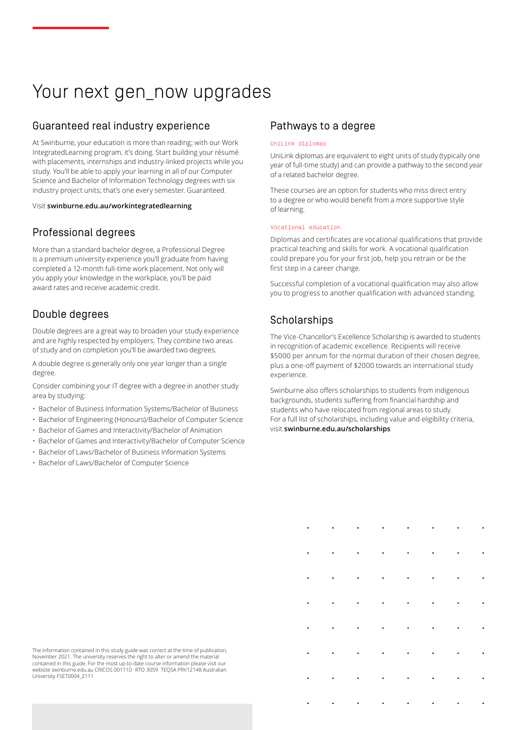# Your next gen_now upgrades

## Guaranteed real industry experience

At Swinburne, your education is more than reading; with our Work IntegratedLearning program, it's doing. Start building your résumé with placements, internships and industry-linked projects while you study. You'll be able to apply your learning in all of our Computer Science and Bachelor of Information Technology degrees with six industry project units; that's one every semester. Guaranteed.

Visit **swinburne.edu.au/workintegratedlearning**

## Professional degrees

More than a standard bachelor degree, a Professional Degree is a premium university experience you'll graduate from having completed a 12-month full-time work placement. Not only will you apply your knowledge in the workplace, you'll be paid award rates and receive academic credit.

## Double degrees

Double degrees are a great way to broaden your study experience and are highly respected by employers. They combine two areas of study and on completion you'll be awarded two degrees.

A double degree is generally only one year longer than a single degree.

Consider combining your IT degree with a degree in another study area by studying:

- Bachelor of Business Information Systems/Bachelor of Business
- Bachelor of Engineering (Honours)/Bachelor of Computer Science
- Bachelor of Games and Interactivity/Bachelor of Animation
- Bachelor of Games and Interactivity/Bachelor of Computer Science
- Bachelor of Laws/Bachelor of Business Information Systems
- Bachelor of Laws/Bachelor of Computer Science

## Pathways to a degree

### UniLink diplomas

UniLink diplomas are equivalent to eight units of study (typically one year of full-time study) and can provide a pathway to the second year of a related bachelor degree.

These courses are an option for students who miss direct entry to a degree or who would benefit from a more supportive style of learning.

### Vocational education

Diplomas and certificates are vocational qualifications that provide practical teaching and skills for work. A vocational qualification could prepare you for your first job, help you retrain or be the first step in a career change.

Successful completion of a vocational qualification may also allow you to progress to another qualification with advanced standing.

## Scholarships

The Vice-Chancellor's Excellence Scholarship is awarded to students in recognition of academic excellence. Recipients will receive $5000 per annum for the normal duration of their chosen degree, plus a one-off payment of $2000 towards an international study experience.

Swinburne also offers scholarships to students from indigenous backgrounds, students suffering from financial hardship and students who have relocated from regional areas to study. For a full list of scholarships, including value and eligibility criteria, visit **swinburne.edu.au/scholarships**

The information contained in this study guide was correct at the time of publication, November 2021. The university reserves the right to alter or amend the material contained in this guide. For the most up-to-date course information please visit our website swinburne.edu.au CRICOS 00111D RTO 3059 TEQSA PRV12148 Australian University FSET0004_2111